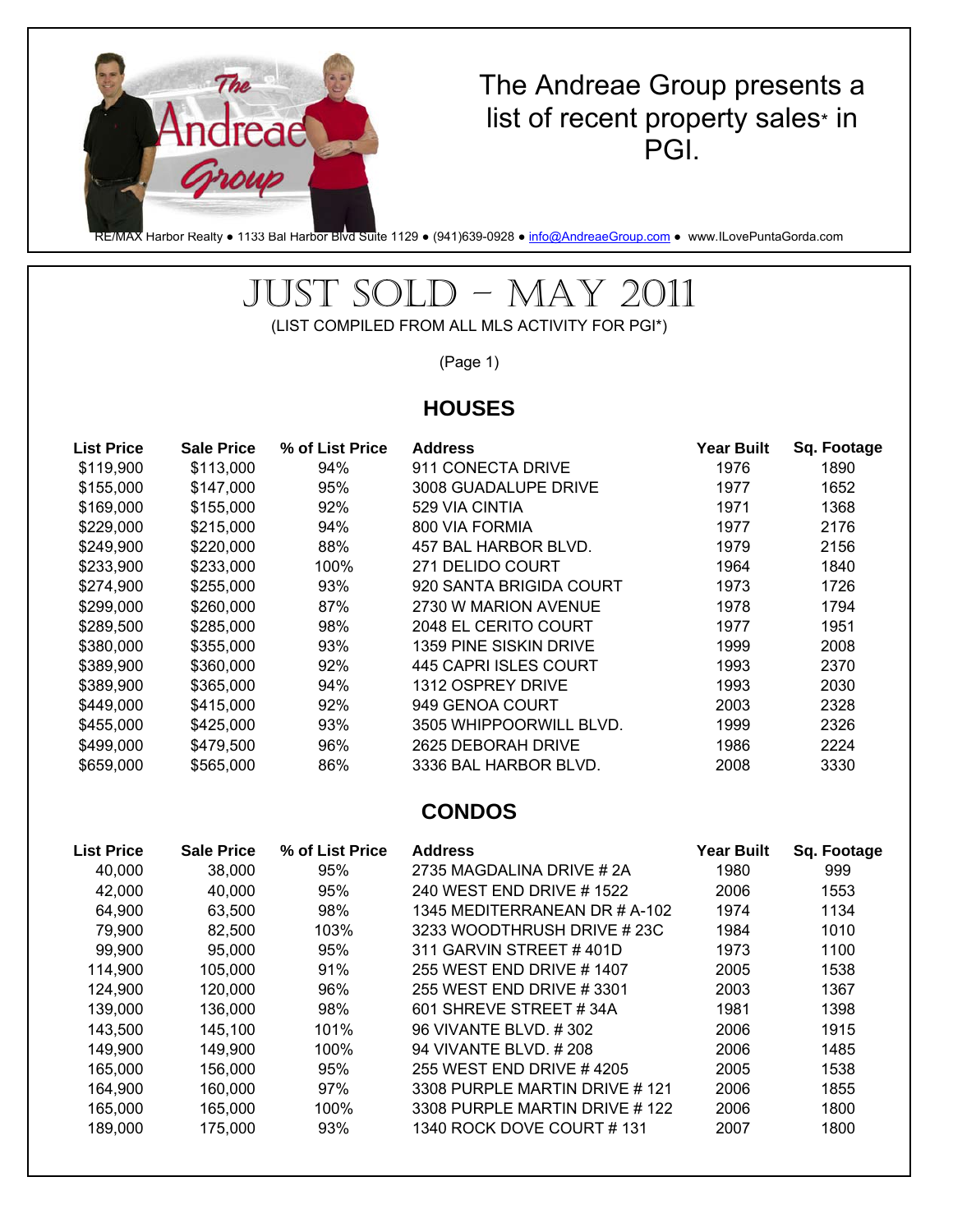The Andreae Group presents a list of recent property sales* in PGI.

RE/MAX Harbor Realty ● 1133 Bal Harbor Blvd Suite 1129 ● (941)639-0928 ● info@AndreaeGroup.com ● www.ILovePuntaGorda.com

# JUST SOLD – MAY 2011

(LIST COMPILED FROM ALL MLS ACTIVITY FOR PGI*)

(Page 1)

## HOUSES

| List Price | Sale Price | % of List Price | Address | Year Built | Sq. Footage |
|---|---|---|---|---|---|
| $119,900 | $113,000 | 94% | 911 CONECTA DRIVE | 1976 | 1890 |
| $155,000 | $147,000 | 95% | 3008 GUADALUPE DRIVE | 1977 | 1652 |
| $169,000 | $155,000 | 92% | 529 VIA CINTIA | 1971 | 1368 |
| $229,000 | $215,000 | 94% | 800 VIA FORMIA | 1977 | 2176 |
| $249,900 | $220,000 | 88% | 457 BAL HARBOR BLVD. | 1979 | 2156 |
| $233,900 | $233,000 | 100% | 271 DELIDO COURT | 1964 | 1840 |
| $274,900 | $255,000 | 93% | 920 SANTA BRIGIDA COURT | 1973 | 1726 |
| $299,000 | $260,000 | 87% | 2730 W MARION AVENUE | 1978 | 1794 |
| $289,500 | $285,000 | 98% | 2048 EL CERITO COURT | 1977 | 1951 |
| $380,000 | $355,000 | 93% | 1359 PINE SISKIN DRIVE | 1999 | 2008 |
| $389,900 | $360,000 | 92% | 445 CAPRI ISLES COURT | 1993 | 2370 |
| $389,900 | $365,000 | 94% | 1312 OSPREY DRIVE | 1993 | 2030 |
| $449,000 | $415,000 | 92% | 949 GENOA COURT | 2003 | 2328 |
| $455,000 | $425,000 | 93% | 3505 WHIPPOORWILL BLVD. | 1999 | 2326 |
| $499,000 | $479,500 | 96% | 2625 DEBORAH DRIVE | 1986 | 2224 |
| $659,000 | $565,000 | 86% | 3336 BAL HARBOR BLVD. | 2008 | 3330 |

## CONDOS

| List Price | Sale Price | % of List Price | Address | Year Built | Sq. Footage |
|---|---|---|---|---|---|
| 40,000 | 38,000 | 95% | 2735 MAGDALINA DRIVE # 2A | 1980 | 999 |
| 42,000 | 40,000 | 95% | 240 WEST END DRIVE # 1522 | 2006 | 1553 |
| 64,900 | 63,500 | 98% | 1345 MEDITERRANEAN DR # A-102 | 1974 | 1134 |
| 79,900 | 82,500 | 103% | 3233 WOODTHRUSH DRIVE # 23C | 1984 | 1010 |
| 99,900 | 95,000 | 95% | 311 GARVIN STREET # 401D | 1973 | 1100 |
| 114,900 | 105,000 | 91% | 255 WEST END DRIVE # 1407 | 2005 | 1538 |
| 124,900 | 120,000 | 96% | 255 WEST END DRIVE # 3301 | 2003 | 1367 |
| 139,000 | 136,000 | 98% | 601 SHREVE STREET # 34A | 1981 | 1398 |
| 143,500 | 145,100 | 101% | 96 VIVANTE BLVD. # 302 | 2006 | 1915 |
| 149,900 | 149,900 | 100% | 94 VIVANTE BLVD. # 208 | 2006 | 1485 |
| 165,000 | 156,000 | 95% | 255 WEST END DRIVE # 4205 | 2005 | 1538 |
| 164,900 | 160,000 | 97% | 3308 PURPLE MARTIN DRIVE # 121 | 2006 | 1855 |
| 165,000 | 165,000 | 100% | 3308 PURPLE MARTIN DRIVE # 122 | 2006 | 1800 |
| 189,000 | 175,000 | 93% | 1340 ROCK DOVE COURT # 131 | 2007 | 1800 |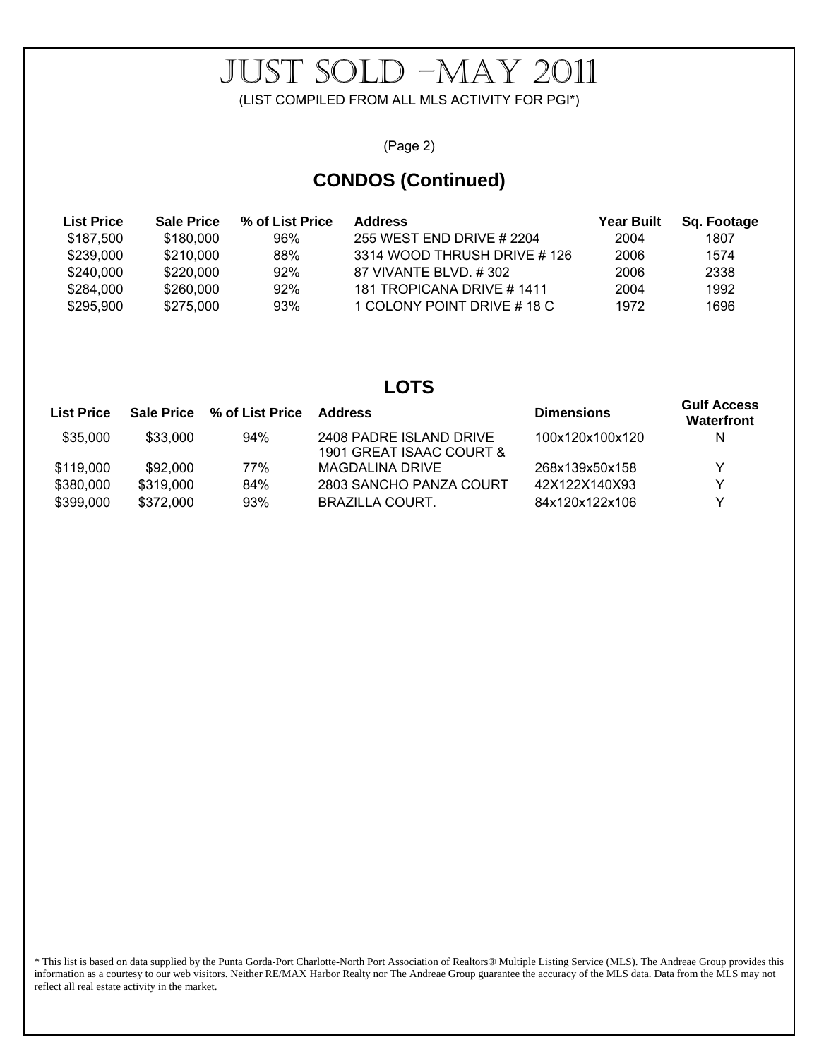# JUST SOLD –MAY 2011

(LIST COMPILED FROM ALL MLS ACTIVITY FOR PGI*)

(Page 2)

## CONDOS (Continued)

| List Price | Sale Price | % of List Price | Address | Year Built | Sq. Footage |
|---|---|---|---|---|---|
| $187,500 | $180,000 | 96% | 255 WEST END DRIVE # 2204 | 2004 | 1807 |
| $239,000 | $210,000 | 88% | 3314 WOOD THRUSH DRIVE # 126 | 2006 | 1574 |
| $240,000 | $220,000 | 92% | 87 VIVANTE BLVD. # 302 | 2006 | 2338 |
| $284,000 | $260,000 | 92% | 181 TROPICANA DRIVE # 1411 | 2004 | 1992 |
| $295,900 | $275,000 | 93% | 1 COLONY POINT DRIVE # 18 C | 1972 | 1696 |

## LOTS

| List Price | Sale Price | % of List Price | Address | Dimensions | Gulf Access Waterfront |
|---|---|---|---|---|---|
| $35,000 | $33,000 | 94% | 2408 PADRE ISLAND DRIVE | 100x120x100x120 | N |
| $119,000 | $92,000 | 77% | 1901 GREAT ISAAC COURT & MAGDALINA DRIVE | 268x139x50x158 | Y |
| $380,000 | $319,000 | 84% | 2803 SANCHO PANZA COURT | 42X122X140X93 | Y |
| $399,000 | $372,000 | 93% | BRAZILLA COURT. | 84x120x122x106 | Y |

* This list is based on data supplied by the Punta Gorda-Port Charlotte-North Port Association of Realtors® Multiple Listing Service (MLS). The Andreae Group provides this information as a courtesy to our web visitors. Neither RE/MAX Harbor Realty nor The Andreae Group guarantee the accuracy of the MLS data. Data from the MLS may not reflect all real estate activity in the market.